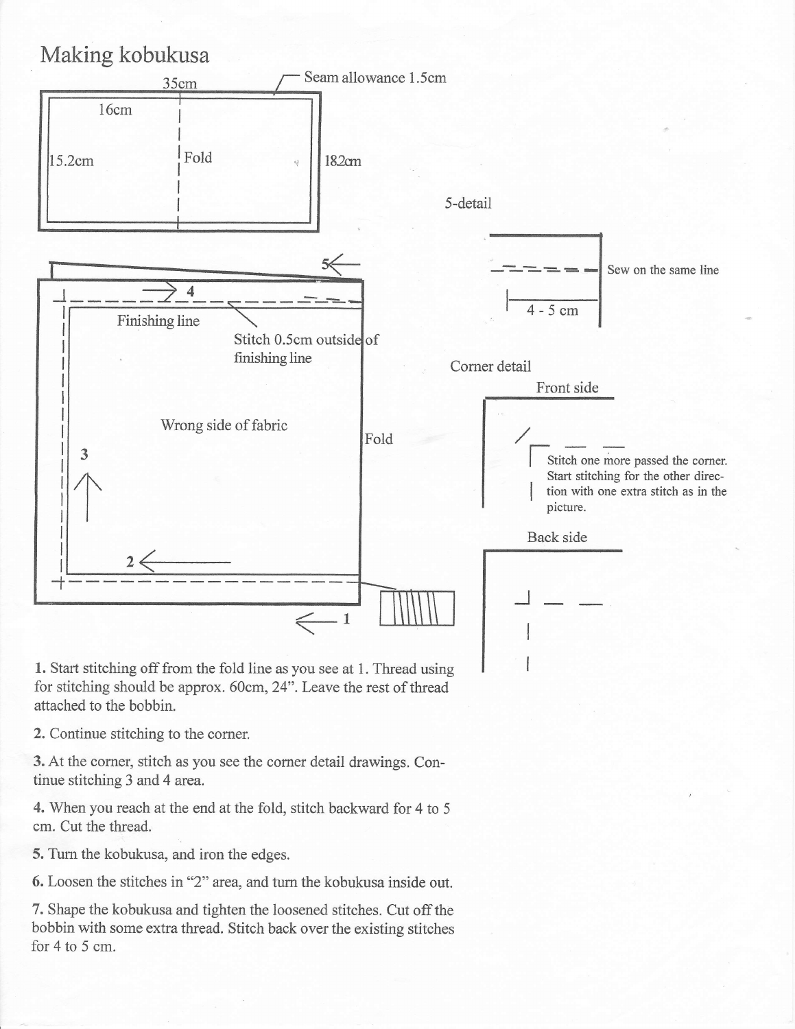# Making kobukusa

35cm

Seam allowance 1.5cm

16cm

15.2cm

Fold

18.2cm

5-detail

Sew on the same line

4 - 5 cm

Finishing line

Stitch 0.5cm outside of finishing line

Wrong side of fabric

Fold

Corner detail

Front side

Stitch one more passed the corner. Start stitching for the other direction with one extra stitch as in the picture.

Back side

**1.** Start stitching off from the fold line as you see at 1. Thread using for stitching should be approx. 60cm, 24". Leave the rest of thread attached to the bobbin.

**2.** Continue stitching to the corner.

**3.** At the corner, stitch as you see the corner detail drawings. Continue stitching 3 and 4 area.

**4.** When you reach at the end at the fold, stitch backward for 4 to 5 cm. Cut the thread.

**5.** Turn the kobukusa, and iron the edges.

**6.** Loosen the stitches in "2" area, and turn the kobukusa inside out.

**7.** Shape the kobukusa and tighten the loosened stitches. Cut off the bobbin with some extra thread. Stitch back over the existing stitches for 4 to 5 cm.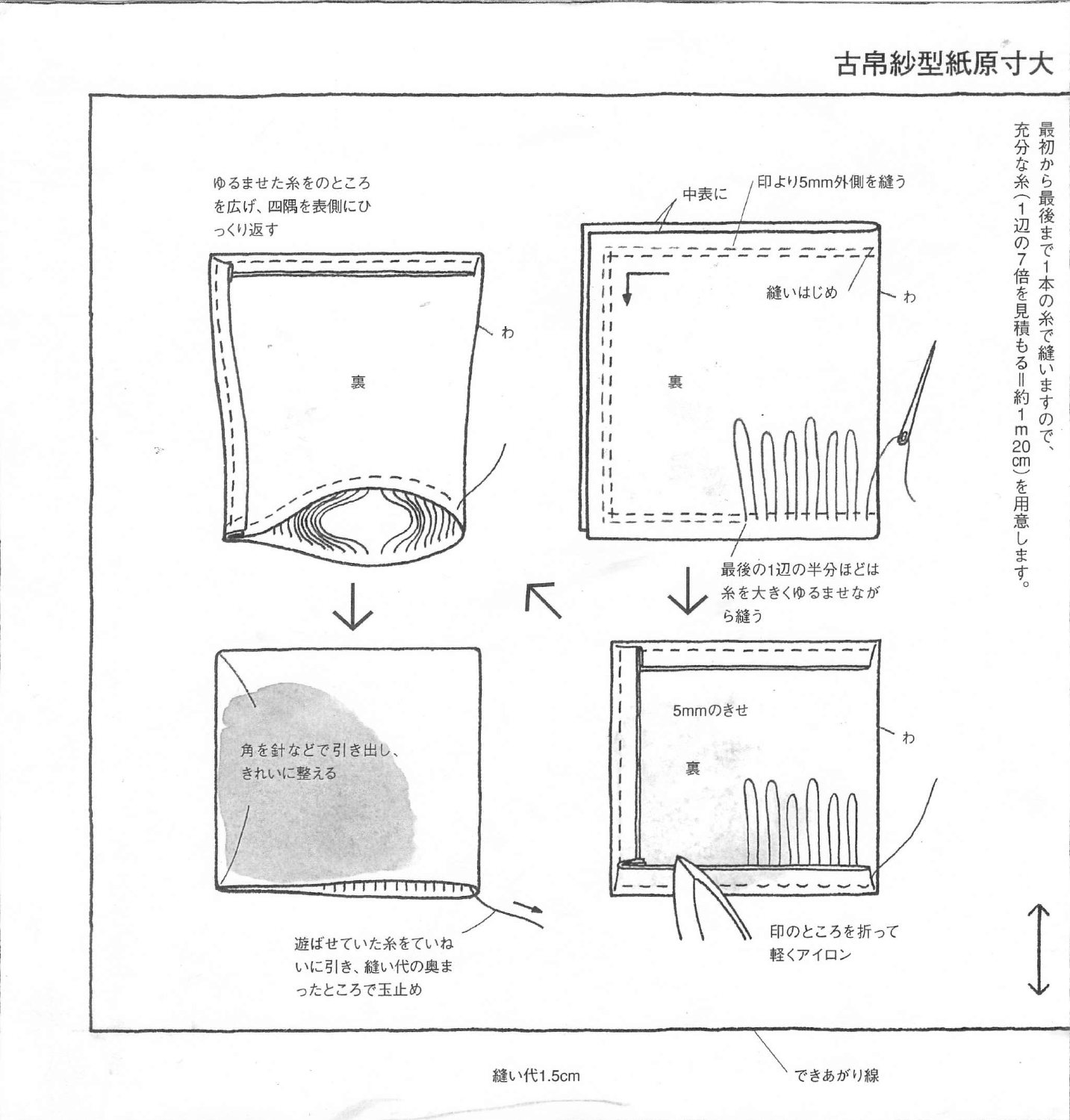# 古帛紗型紙原寸大

最初から最後まで1本の糸で縫いますので、充分な糸（1辺の7倍を見積もる＝約1ｍ20㎝）を用意します。

中表に

印より5mm外側を縫う

縫いはじめ

わ

裏

最後の1辺の半分ほどは糸を大きくゆるませながら縫う

5mmのきせ

わ

裏

印のところを折って軽くアイロン

ゆるませた糸をのところを広げ、四隅を表側にひっくり返す

わ

裏

角を針などで引き出し、きれいに整える

遊ばせていた糸をていねいに引き、縫い代の奥まったところで玉止め

縫い代1.5cm

できあがり線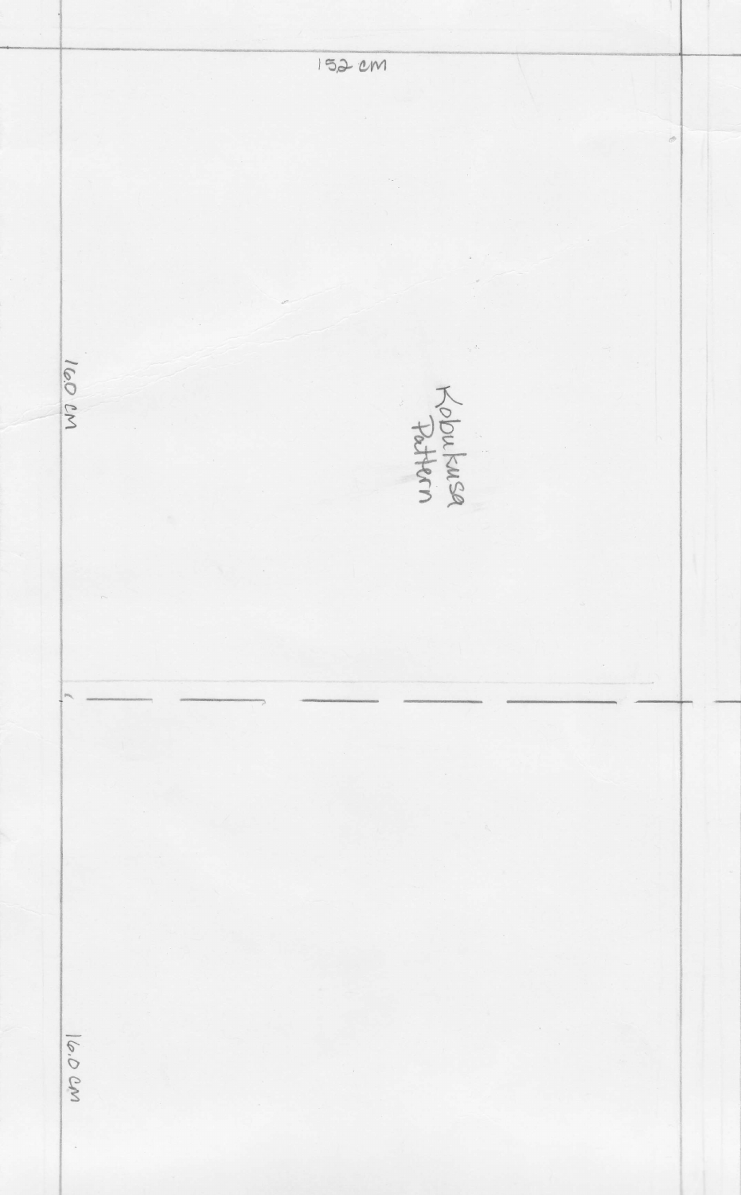15.2 cm

16.0 cm

Kobukusa Pattern

16.0 cm